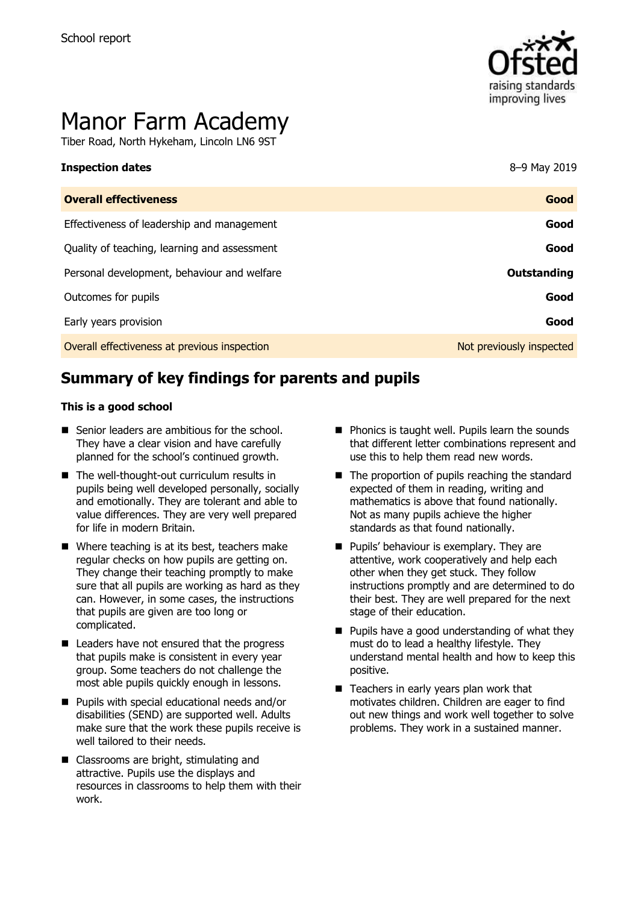School report

# Manor Farm Academy

Tiber Road, North Hykeham, Lincoln LN6 9ST

| **Inspection dates** | 8–9 May 2019 |
| --- | --- |
| **Overall effectiveness** | **Good** |
| Effectiveness of leadership and management | **Good** |
| Quality of teaching, learning and assessment | **Good** |
| Personal development, behaviour and welfare | **Outstanding** |
| Outcomes for pupils | **Good** |
| Early years provision | **Good** |
| Overall effectiveness at previous inspection | Not previously inspected |

## Summary of key findings for parents and pupils

**This is a good school**

- Senior leaders are ambitious for the school. They have a clear vision and have carefully planned for the school's continued growth.
- The well-thought-out curriculum results in pupils being well developed personally, socially and emotionally. They are tolerant and able to value differences. They are very well prepared for life in modern Britain.
- Where teaching is at its best, teachers make regular checks on how pupils are getting on. They change their teaching promptly to make sure that all pupils are working as hard as they can. However, in some cases, the instructions that pupils are given are too long or complicated.
- Leaders have not ensured that the progress that pupils make is consistent in every year group. Some teachers do not challenge the most able pupils quickly enough in lessons.
- Pupils with special educational needs and/or disabilities (SEND) are supported well. Adults make sure that the work these pupils receive is well tailored to their needs.
- Classrooms are bright, stimulating and attractive. Pupils use the displays and resources in classrooms to help them with their work.
- Phonics is taught well. Pupils learn the sounds that different letter combinations represent and use this to help them read new words.
- The proportion of pupils reaching the standard expected of them in reading, writing and mathematics is above that found nationally. Not as many pupils achieve the higher standards as that found nationally.
- Pupils' behaviour is exemplary. They are attentive, work cooperatively and help each other when they get stuck. They follow instructions promptly and are determined to do their best. They are well prepared for the next stage of their education.
- Pupils have a good understanding of what they must do to lead a healthy lifestyle. They understand mental health and how to keep this positive.
- Teachers in early years plan work that motivates children. Children are eager to find out new things and work well together to solve problems. They work in a sustained manner.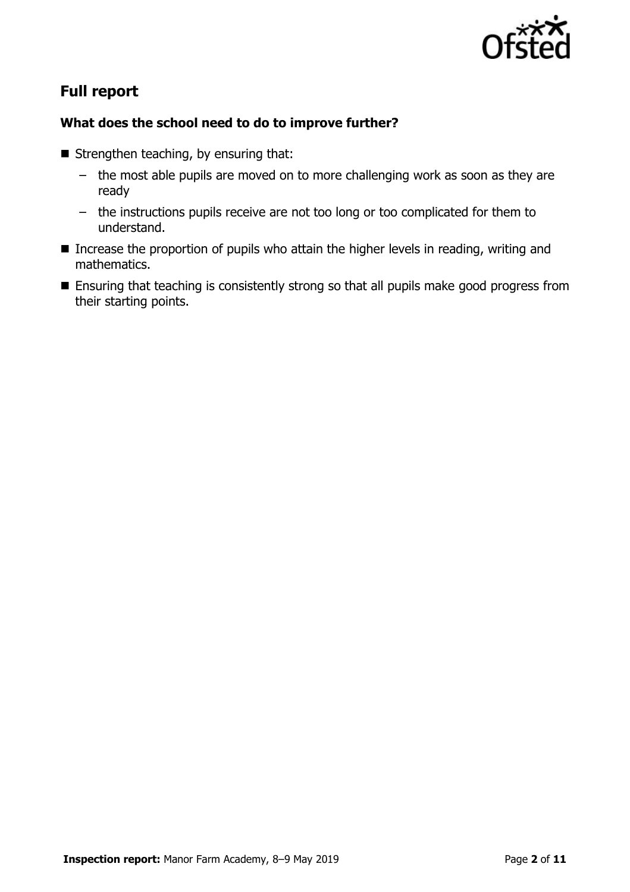## Full report

### What does the school need to do to improve further?

- Strengthen teaching, by ensuring that:
  - the most able pupils are moved on to more challenging work as soon as they are ready
  - the instructions pupils receive are not too long or too complicated for them to understand.
- Increase the proportion of pupils who attain the higher levels in reading, writing and mathematics.
- Ensuring that teaching is consistently strong so that all pupils make good progress from their starting points.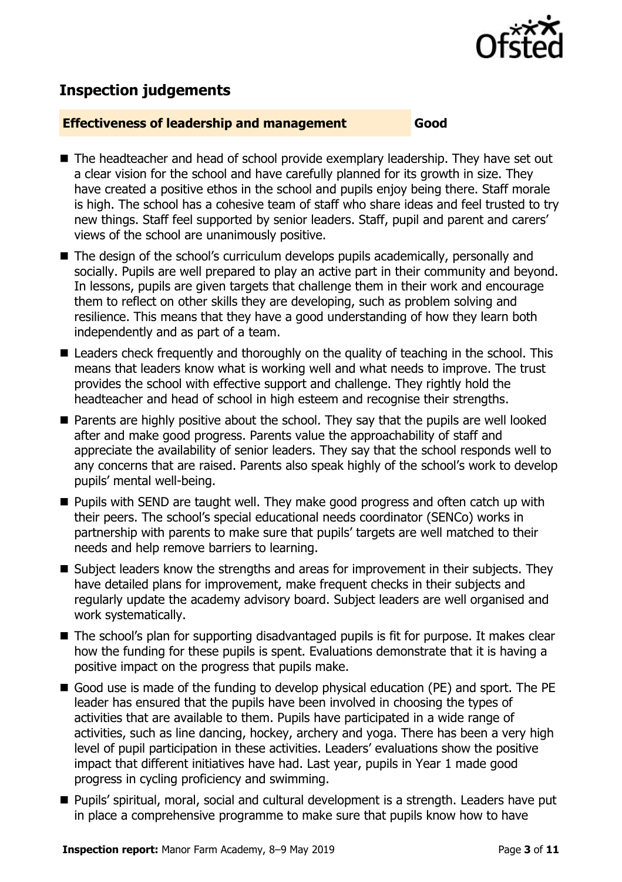## Inspection judgements

**Effectiveness of leadership and management** **Good**

- The headteacher and head of school provide exemplary leadership. They have set out a clear vision for the school and have carefully planned for its growth in size. They have created a positive ethos in the school and pupils enjoy being there. Staff morale is high. The school has a cohesive team of staff who share ideas and feel trusted to try new things. Staff feel supported by senior leaders. Staff, pupil and parent and carers' views of the school are unanimously positive.
- The design of the school's curriculum develops pupils academically, personally and socially. Pupils are well prepared to play an active part in their community and beyond. In lessons, pupils are given targets that challenge them in their work and encourage them to reflect on other skills they are developing, such as problem solving and resilience. This means that they have a good understanding of how they learn both independently and as part of a team.
- Leaders check frequently and thoroughly on the quality of teaching in the school. This means that leaders know what is working well and what needs to improve. The trust provides the school with effective support and challenge. They rightly hold the headteacher and head of school in high esteem and recognise their strengths.
- Parents are highly positive about the school. They say that the pupils are well looked after and make good progress. Parents value the approachability of staff and appreciate the availability of senior leaders. They say that the school responds well to any concerns that are raised. Parents also speak highly of the school's work to develop pupils' mental well-being.
- Pupils with SEND are taught well. They make good progress and often catch up with their peers. The school's special educational needs coordinator (SENCo) works in partnership with parents to make sure that pupils' targets are well matched to their needs and help remove barriers to learning.
- Subject leaders know the strengths and areas for improvement in their subjects. They have detailed plans for improvement, make frequent checks in their subjects and regularly update the academy advisory board. Subject leaders are well organised and work systematically.
- The school's plan for supporting disadvantaged pupils is fit for purpose. It makes clear how the funding for these pupils is spent. Evaluations demonstrate that it is having a positive impact on the progress that pupils make.
- Good use is made of the funding to develop physical education (PE) and sport. The PE leader has ensured that the pupils have been involved in choosing the types of activities that are available to them. Pupils have participated in a wide range of activities, such as line dancing, hockey, archery and yoga. There has been a very high level of pupil participation in these activities. Leaders' evaluations show the positive impact that different initiatives have had. Last year, pupils in Year 1 made good progress in cycling proficiency and swimming.
- Pupils' spiritual, moral, social and cultural development is a strength. Leaders have put in place a comprehensive programme to make sure that pupils know how to have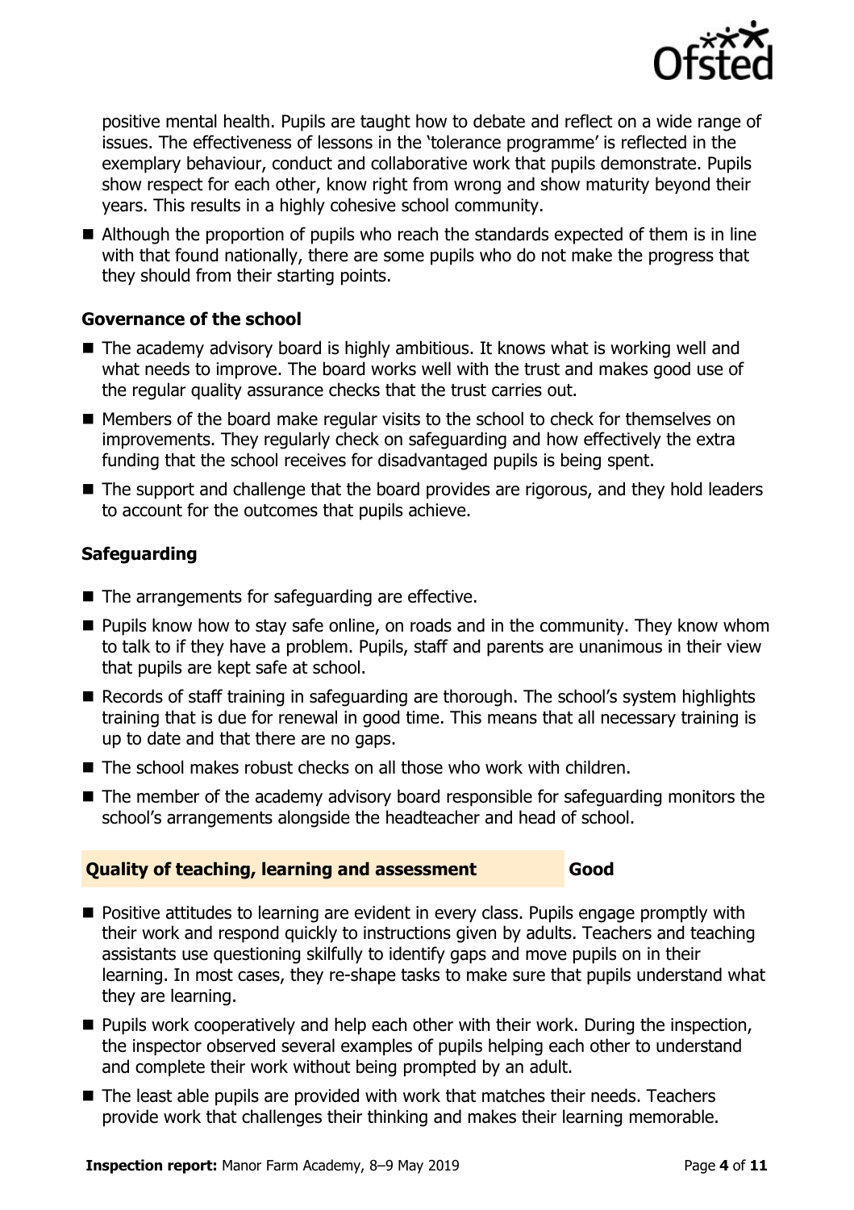positive mental health. Pupils are taught how to debate and reflect on a wide range of issues. The effectiveness of lessons in the 'tolerance programme' is reflected in the exemplary behaviour, conduct and collaborative work that pupils demonstrate. Pupils show respect for each other, know right from wrong and show maturity beyond their years. This results in a highly cohesive school community.

- Although the proportion of pupils who reach the standards expected of them is in line with that found nationally, there are some pupils who do not make the progress that they should from their starting points.

### Governance of the school

- The academy advisory board is highly ambitious. It knows what is working well and what needs to improve. The board works well with the trust and makes good use of the regular quality assurance checks that the trust carries out.
- Members of the board make regular visits to the school to check for themselves on improvements. They regularly check on safeguarding and how effectively the extra funding that the school receives for disadvantaged pupils is being spent.
- The support and challenge that the board provides are rigorous, and they hold leaders to account for the outcomes that pupils achieve.

### Safeguarding

- The arrangements for safeguarding are effective.
- Pupils know how to stay safe online, on roads and in the community. They know whom to talk to if they have a problem. Pupils, staff and parents are unanimous in their view that pupils are kept safe at school.
- Records of staff training in safeguarding are thorough. The school's system highlights training that is due for renewal in good time. This means that all necessary training is up to date and that there are no gaps.
- The school makes robust checks on all those who work with children.
- The member of the academy advisory board responsible for safeguarding monitors the school's arrangements alongside the headteacher and head of school.

### Quality of teaching, learning and assessment — Good

- Positive attitudes to learning are evident in every class. Pupils engage promptly with their work and respond quickly to instructions given by adults. Teachers and teaching assistants use questioning skilfully to identify gaps and move pupils on in their learning. In most cases, they re-shape tasks to make sure that pupils understand what they are learning.
- Pupils work cooperatively and help each other with their work. During the inspection, the inspector observed several examples of pupils helping each other to understand and complete their work without being prompted by an adult.
- The least able pupils are provided with work that matches their needs. Teachers provide work that challenges their thinking and makes their learning memorable.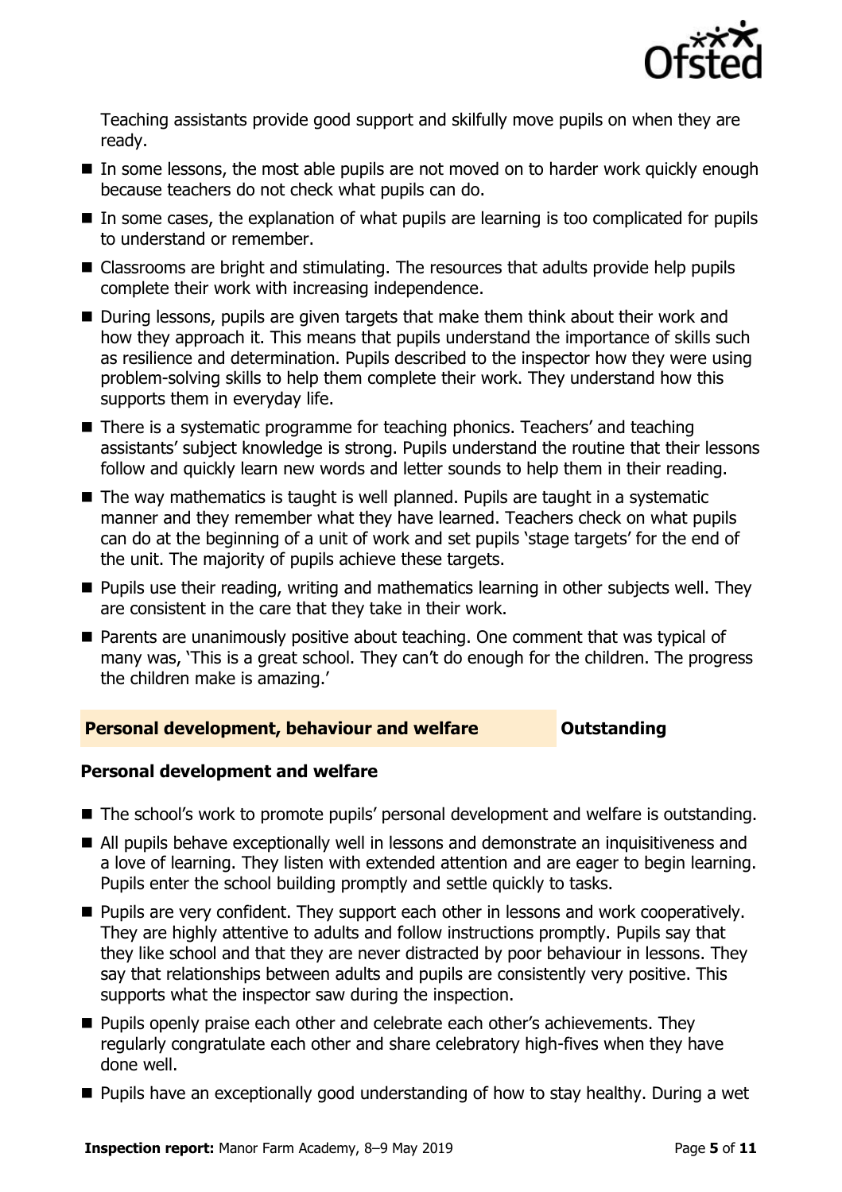Teaching assistants provide good support and skilfully move pupils on when they are ready.

- In some lessons, the most able pupils are not moved on to harder work quickly enough because teachers do not check what pupils can do.
- In some cases, the explanation of what pupils are learning is too complicated for pupils to understand or remember.
- Classrooms are bright and stimulating. The resources that adults provide help pupils complete their work with increasing independence.
- During lessons, pupils are given targets that make them think about their work and how they approach it. This means that pupils understand the importance of skills such as resilience and determination. Pupils described to the inspector how they were using problem-solving skills to help them complete their work. They understand how this supports them in everyday life.
- There is a systematic programme for teaching phonics. Teachers' and teaching assistants' subject knowledge is strong. Pupils understand the routine that their lessons follow and quickly learn new words and letter sounds to help them in their reading.
- The way mathematics is taught is well planned. Pupils are taught in a systematic manner and they remember what they have learned. Teachers check on what pupils can do at the beginning of a unit of work and set pupils 'stage targets' for the end of the unit. The majority of pupils achieve these targets.
- Pupils use their reading, writing and mathematics learning in other subjects well. They are consistent in the care that they take in their work.
- Parents are unanimously positive about teaching. One comment that was typical of many was, 'This is a great school. They can't do enough for the children. The progress the children make is amazing.'

## Personal development, behaviour and welfare — Outstanding

### Personal development and welfare

- The school's work to promote pupils' personal development and welfare is outstanding.
- All pupils behave exceptionally well in lessons and demonstrate an inquisitiveness and a love of learning. They listen with extended attention and are eager to begin learning. Pupils enter the school building promptly and settle quickly to tasks.
- Pupils are very confident. They support each other in lessons and work cooperatively. They are highly attentive to adults and follow instructions promptly. Pupils say that they like school and that they are never distracted by poor behaviour in lessons. They say that relationships between adults and pupils are consistently very positive. This supports what the inspector saw during the inspection.
- Pupils openly praise each other and celebrate each other's achievements. They regularly congratulate each other and share celebratory high-fives when they have done well.
- Pupils have an exceptionally good understanding of how to stay healthy. During a wet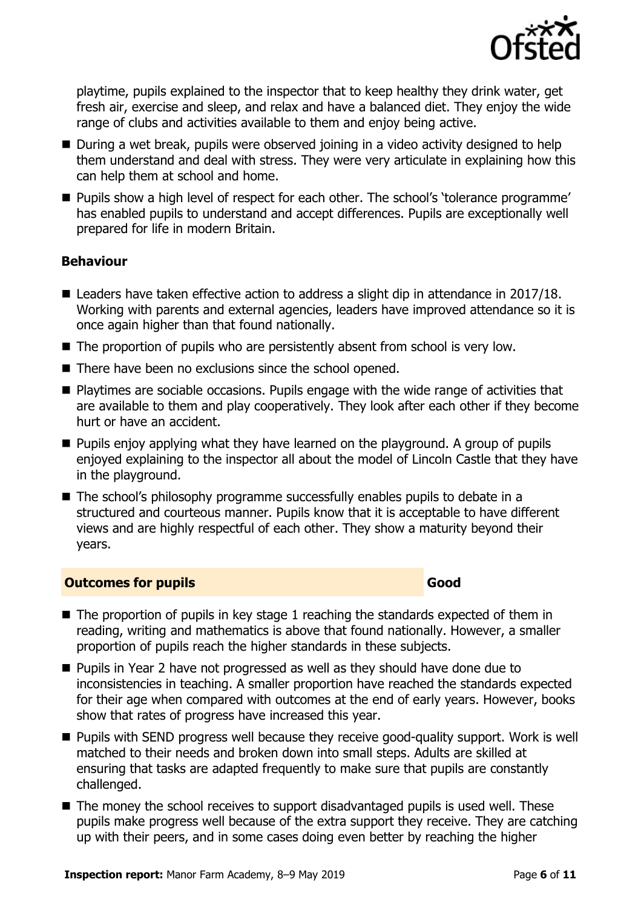playtime, pupils explained to the inspector that to keep healthy they drink water, get fresh air, exercise and sleep, and relax and have a balanced diet. They enjoy the wide range of clubs and activities available to them and enjoy being active.

- During a wet break, pupils were observed joining in a video activity designed to help them understand and deal with stress. They were very articulate in explaining how this can help them at school and home.
- Pupils show a high level of respect for each other. The school's 'tolerance programme' has enabled pupils to understand and accept differences. Pupils are exceptionally well prepared for life in modern Britain.

### Behaviour

- Leaders have taken effective action to address a slight dip in attendance in 2017/18. Working with parents and external agencies, leaders have improved attendance so it is once again higher than that found nationally.
- The proportion of pupils who are persistently absent from school is very low.
- There have been no exclusions since the school opened.
- Playtimes are sociable occasions. Pupils engage with the wide range of activities that are available to them and play cooperatively. They look after each other if they become hurt or have an accident.
- Pupils enjoy applying what they have learned on the playground. A group of pupils enjoyed explaining to the inspector all about the model of Lincoln Castle that they have in the playground.
- The school's philosophy programme successfully enables pupils to debate in a structured and courteous manner. Pupils know that it is acceptable to have different views and are highly respectful of each other. They show a maturity beyond their years.

## Outcomes for pupils — Good

- The proportion of pupils in key stage 1 reaching the standards expected of them in reading, writing and mathematics is above that found nationally. However, a smaller proportion of pupils reach the higher standards in these subjects.
- Pupils in Year 2 have not progressed as well as they should have done due to inconsistencies in teaching. A smaller proportion have reached the standards expected for their age when compared with outcomes at the end of early years. However, books show that rates of progress have increased this year.
- Pupils with SEND progress well because they receive good-quality support. Work is well matched to their needs and broken down into small steps. Adults are skilled at ensuring that tasks are adapted frequently to make sure that pupils are constantly challenged.
- The money the school receives to support disadvantaged pupils is used well. These pupils make progress well because of the extra support they receive. They are catching up with their peers, and in some cases doing even better by reaching the higher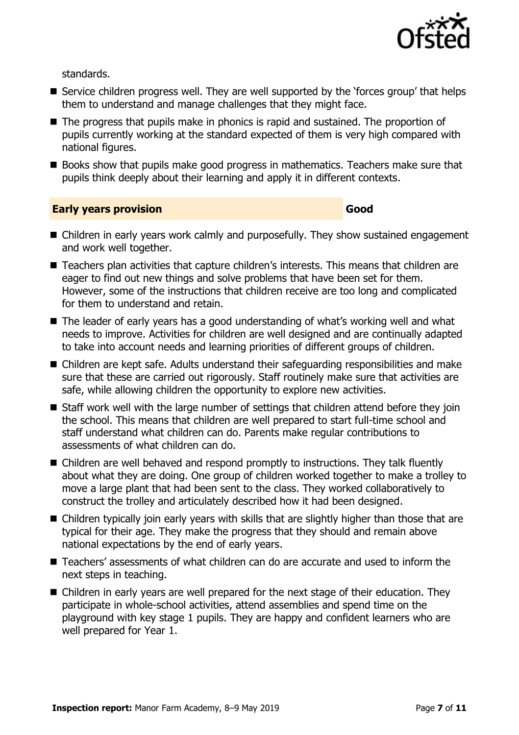standards.

- Service children progress well. They are well supported by the 'forces group' that helps them to understand and manage challenges that they might face.
- The progress that pupils make in phonics is rapid and sustained. The proportion of pupils currently working at the standard expected of them is very high compared with national figures.
- Books show that pupils make good progress in mathematics. Teachers make sure that pupils think deeply about their learning and apply it in different contexts.

## Early years provision — Good

- Children in early years work calmly and purposefully. They show sustained engagement and work well together.
- Teachers plan activities that capture children's interests. This means that children are eager to find out new things and solve problems that have been set for them. However, some of the instructions that children receive are too long and complicated for them to understand and retain.
- The leader of early years has a good understanding of what's working well and what needs to improve. Activities for children are well designed and are continually adapted to take into account needs and learning priorities of different groups of children.
- Children are kept safe. Adults understand their safeguarding responsibilities and make sure that these are carried out rigorously. Staff routinely make sure that activities are safe, while allowing children the opportunity to explore new activities.
- Staff work well with the large number of settings that children attend before they join the school. This means that children are well prepared to start full-time school and staff understand what children can do. Parents make regular contributions to assessments of what children can do.
- Children are well behaved and respond promptly to instructions. They talk fluently about what they are doing. One group of children worked together to make a trolley to move a large plant that had been sent to the class. They worked collaboratively to construct the trolley and articulately described how it had been designed.
- Children typically join early years with skills that are slightly higher than those that are typical for their age. They make the progress that they should and remain above national expectations by the end of early years.
- Teachers' assessments of what children can do are accurate and used to inform the next steps in teaching.
- Children in early years are well prepared for the next stage of their education. They participate in whole-school activities, attend assemblies and spend time on the playground with key stage 1 pupils. They are happy and confident learners who are well prepared for Year 1.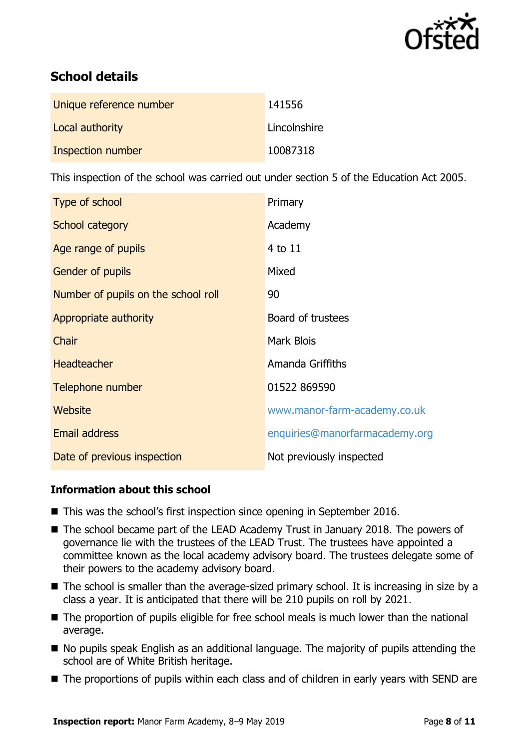## School details

| | |
|---|---|
| Unique reference number | 141556 |
| Local authority | Lincolnshire |
| Inspection number | 10087318 |

This inspection of the school was carried out under section 5 of the Education Act 2005.

| | |
|---|---|
| Type of school | Primary |
| School category | Academy |
| Age range of pupils | 4 to 11 |
| Gender of pupils | Mixed |
| Number of pupils on the school roll | 90 |
| Appropriate authority | Board of trustees |
| Chair | Mark Blois |
| Headteacher | Amanda Griffiths |
| Telephone number | 01522 869590 |
| Website | www.manor-farm-academy.co.uk |
| Email address | enquiries@manorfarmacademy.org |
| Date of previous inspection | Not previously inspected |

### Information about this school

- This was the school's first inspection since opening in September 2016.
- The school became part of the LEAD Academy Trust in January 2018. The powers of governance lie with the trustees of the LEAD Trust. The trustees have appointed a committee known as the local academy advisory board. The trustees delegate some of their powers to the academy advisory board.
- The school is smaller than the average-sized primary school. It is increasing in size by a class a year. It is anticipated that there will be 210 pupils on roll by 2021.
- The proportion of pupils eligible for free school meals is much lower than the national average.
- No pupils speak English as an additional language. The majority of pupils attending the school are of White British heritage.
- The proportions of pupils within each class and of children in early years with SEND are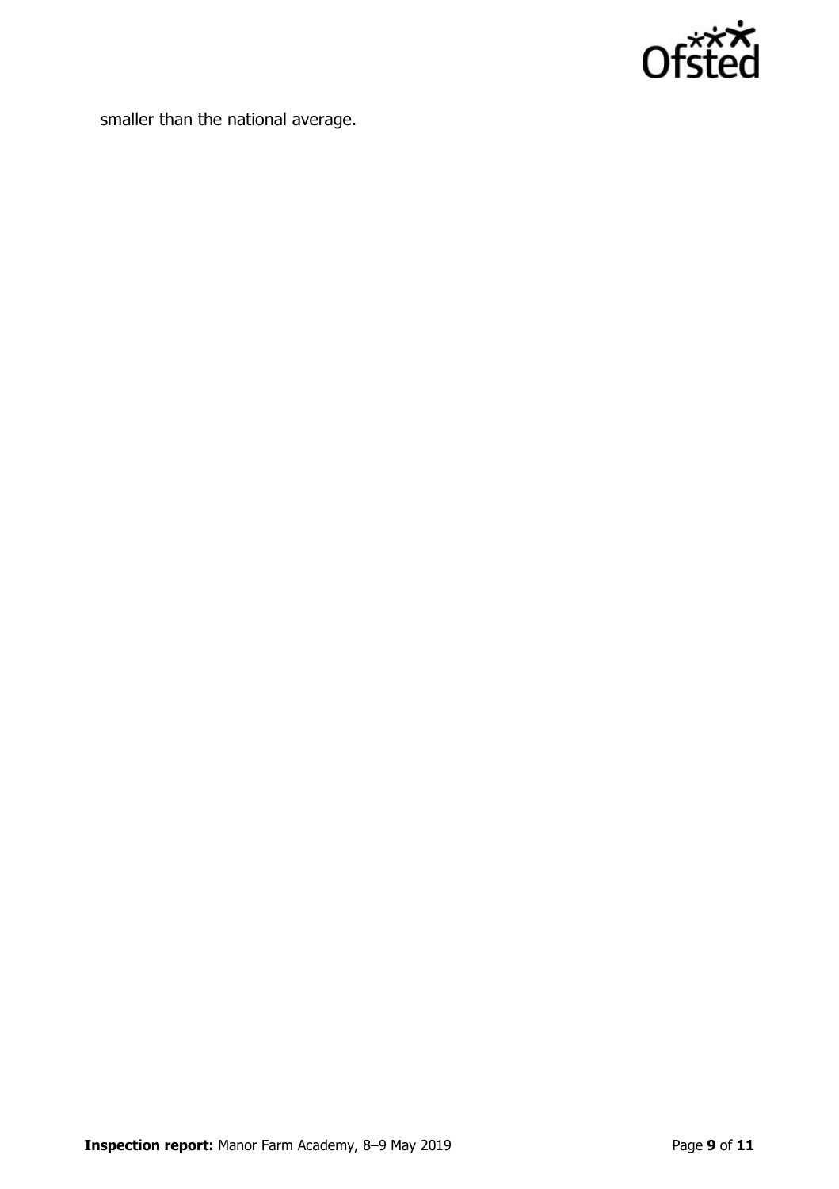smaller than the national average.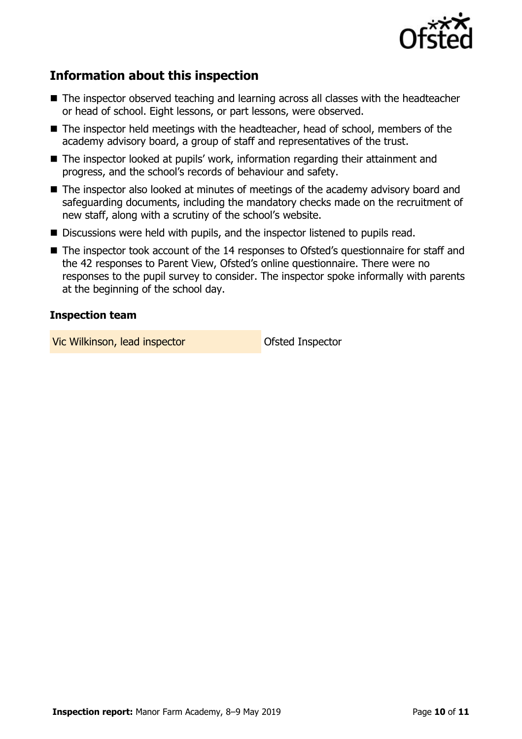## Information about this inspection

- The inspector observed teaching and learning across all classes with the headteacher or head of school. Eight lessons, or part lessons, were observed.
- The inspector held meetings with the headteacher, head of school, members of the academy advisory board, a group of staff and representatives of the trust.
- The inspector looked at pupils' work, information regarding their attainment and progress, and the school's records of behaviour and safety.
- The inspector also looked at minutes of meetings of the academy advisory board and safeguarding documents, including the mandatory checks made on the recruitment of new staff, along with a scrutiny of the school's website.
- Discussions were held with pupils, and the inspector listened to pupils read.
- The inspector took account of the 14 responses to Ofsted's questionnaire for staff and the 42 responses to Parent View, Ofsted's online questionnaire. There were no responses to the pupil survey to consider. The inspector spoke informally with parents at the beginning of the school day.

### Inspection team

| | |
|---|---|
| Vic Wilkinson, lead inspector | Ofsted Inspector |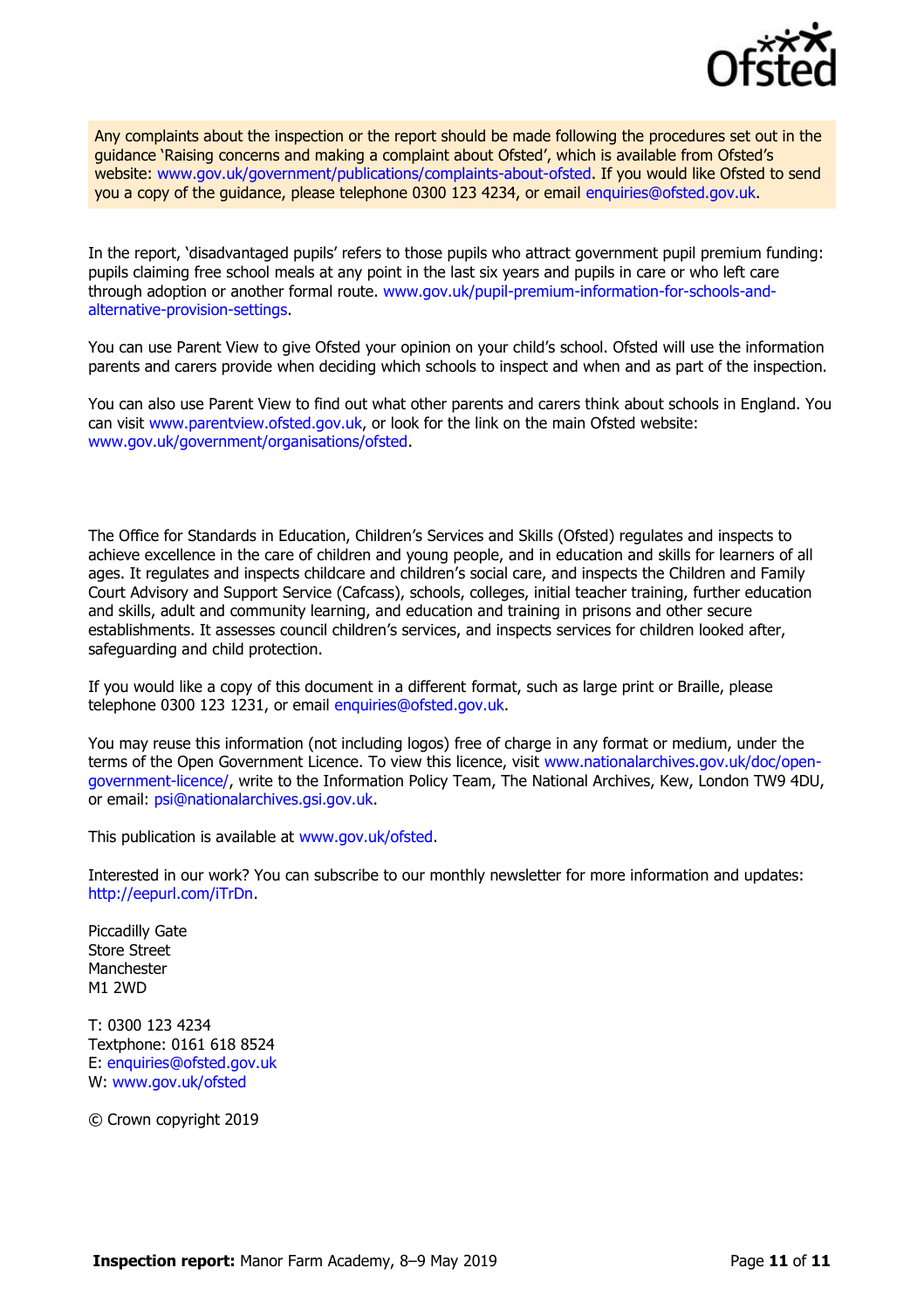Any complaints about the inspection or the report should be made following the procedures set out in the guidance 'Raising concerns and making a complaint about Ofsted', which is available from Ofsted's website: www.gov.uk/government/publications/complaints-about-ofsted. If you would like Ofsted to send you a copy of the guidance, please telephone 0300 123 4234, or email enquiries@ofsted.gov.uk.

In the report, 'disadvantaged pupils' refers to those pupils who attract government pupil premium funding: pupils claiming free school meals at any point in the last six years and pupils in care or who left care through adoption or another formal route. www.gov.uk/pupil-premium-information-for-schools-and-alternative-provision-settings.

You can use Parent View to give Ofsted your opinion on your child's school. Ofsted will use the information parents and carers provide when deciding which schools to inspect and when and as part of the inspection.

You can also use Parent View to find out what other parents and carers think about schools in England. You can visit www.parentview.ofsted.gov.uk, or look for the link on the main Ofsted website: www.gov.uk/government/organisations/ofsted.

The Office for Standards in Education, Children's Services and Skills (Ofsted) regulates and inspects to achieve excellence in the care of children and young people, and in education and skills for learners of all ages. It regulates and inspects childcare and children's social care, and inspects the Children and Family Court Advisory and Support Service (Cafcass), schools, colleges, initial teacher training, further education and skills, adult and community learning, and education and training in prisons and other secure establishments. It assesses council children's services, and inspects services for children looked after, safeguarding and child protection.

If you would like a copy of this document in a different format, such as large print or Braille, please telephone 0300 123 1231, or email enquiries@ofsted.gov.uk.

You may reuse this information (not including logos) free of charge in any format or medium, under the terms of the Open Government Licence. To view this licence, visit www.nationalarchives.gov.uk/doc/open-government-licence/, write to the Information Policy Team, The National Archives, Kew, London TW9 4DU, or email: psi@nationalarchives.gsi.gov.uk.

This publication is available at www.gov.uk/ofsted.

Interested in our work? You can subscribe to our monthly newsletter for more information and updates: http://eepurl.com/iTrDn.

Piccadilly Gate
Store Street
Manchester
M1 2WD

T: 0300 123 4234
Textphone: 0161 618 8524
E: enquiries@ofsted.gov.uk
W: www.gov.uk/ofsted

© Crown copyright 2019